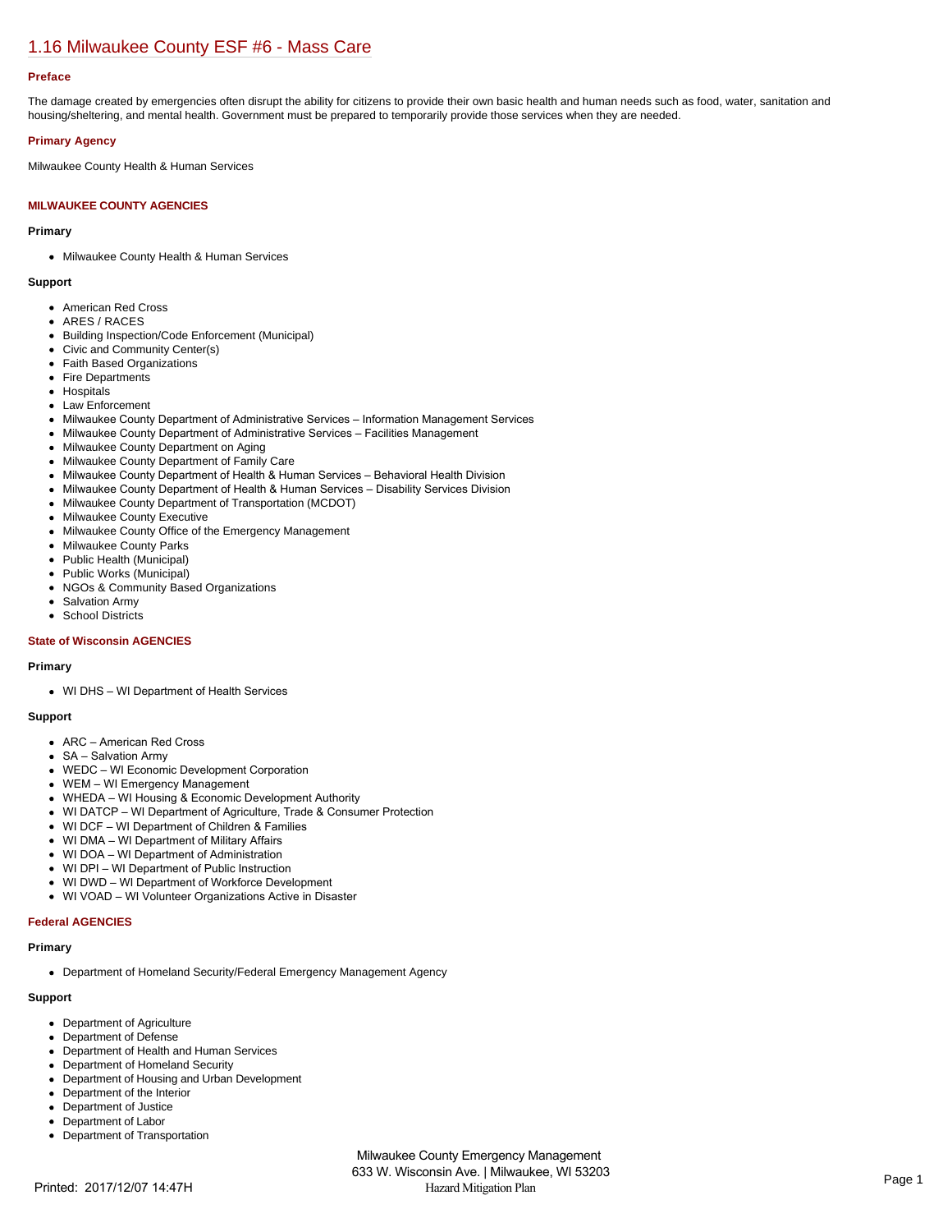# 1.16 Milwaukee County ESF #6 - Mass Care

### Preface

The damage created by emergencies often disrupt the ability for citizens to provide their own basic health and human needs such as food, water, sanitation and housing/sheltering, and mental health. Government must be prepared to temporarily provide those services when they are needed.

### Primary Agency

Milwaukee County Health & Human Services

## MILWAUKEE COUNTY AGENCIES

### Primary

- Milwaukee County Health & Human Services

### Support

- American Red Cross
- ARES / RACES
- Building Inspection/Code Enforcement (Municipal)
- Civic and Community Center(s)
- Faith Based Organizations
- Fire Departments
- Hospitals
- Law Enforcement
- Milwaukee County Department of Administrative Services – Information Management Services
- Milwaukee County Department of Administrative Services – Facilities Management
- Milwaukee County Department on Aging
- Milwaukee County Department of Family Care
- Milwaukee County Department of Health & Human Services – Behavioral Health Division
- Milwaukee County Department of Health & Human Services – Disability Services Division
- Milwaukee County Department of Transportation (MCDOT)
- Milwaukee County Executive
- Milwaukee County Office of the Emergency Management
- Milwaukee County Parks
- Public Health (Municipal)
- Public Works (Municipal)
- NGOs & Community Based Organizations
- Salvation Army
- School Districts

## State of Wisconsin AGENCIES

### Primary

- WI DHS – WI Department of Health Services

### Support

- ARC – American Red Cross
- SA – Salvation Army
- WEDC – WI Economic Development Corporation
- WEM – WI Emergency Management
- WHEDA – WI Housing & Economic Development Authority
- WI DATCP – WI Department of Agriculture, Trade & Consumer Protection
- WI DCF – WI Department of Children & Families
- WI DMA – WI Department of Military Affairs
- WI DOA – WI Department of Administration
- WI DPI – WI Department of Public Instruction
- WI DWD – WI Department of Workforce Development
- WI VOAD – WI Volunteer Organizations Active in Disaster

## Federal AGENCIES

### Primary

- Department of Homeland Security/Federal Emergency Management Agency

### Support

- Department of Agriculture
- Department of Defense
- Department of Health and Human Services
- Department of Homeland Security
- Department of Housing and Urban Development
- Department of the Interior
- Department of Justice
- Department of Labor
- Department of Transportation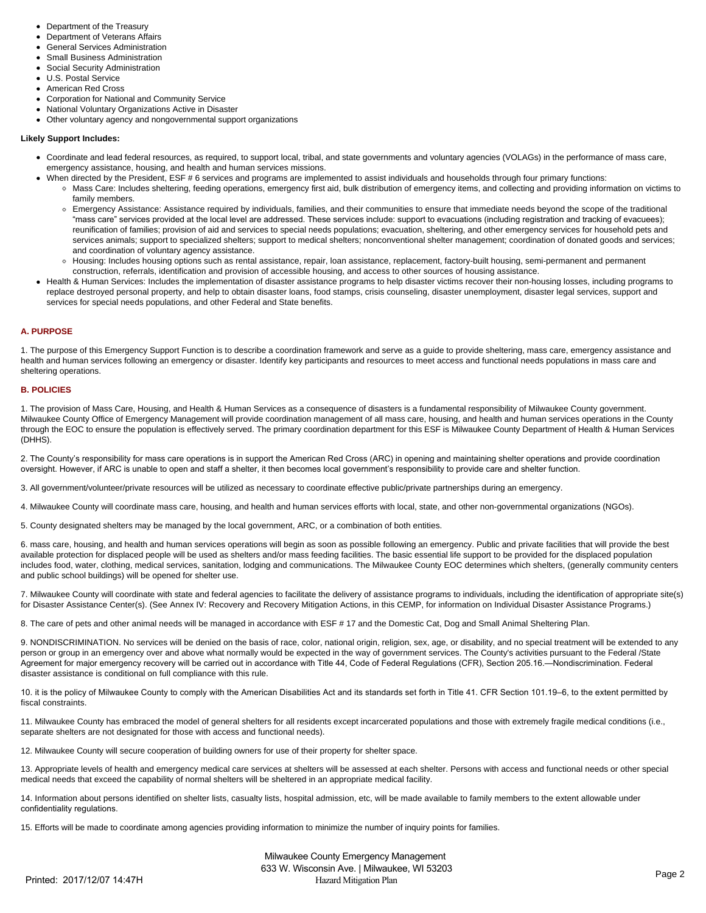- Department of the Treasury
- Department of Veterans Affairs
- General Services Administration
- Small Business Administration
- Social Security Administration
- U.S. Postal Service
- American Red Cross
- Corporation for National and Community Service
- National Voluntary Organizations Active in Disaster
- Other voluntary agency and nongovernmental support organizations

**Likely Support Includes:**

- Coordinate and lead federal resources, as required, to support local, tribal, and state governments and voluntary agencies (VOLAGs) in the performance of mass care, emergency assistance, housing, and health and human services missions.
- When directed by the President, ESF # 6 services and programs are implemented to assist individuals and households through four primary functions:
  - Mass Care: Includes sheltering, feeding operations, emergency first aid, bulk distribution of emergency items, and collecting and providing information on victims to family members.
  - Emergency Assistance: Assistance required by individuals, families, and their communities to ensure that immediate needs beyond the scope of the traditional "mass care" services provided at the local level are addressed. These services include: support to evacuations (including registration and tracking of evacuees); reunification of families; provision of aid and services to special needs populations; evacuation, sheltering, and other emergency services for household pets and services animals; support to specialized shelters; support to medical shelters; nonconventional shelter management; coordination of donated goods and services; and coordination of voluntary agency assistance.
  - Housing: Includes housing options such as rental assistance, repair, loan assistance, replacement, factory-built housing, semi-permanent and permanent construction, referrals, identification and provision of accessible housing, and access to other sources of housing assistance.
- Health & Human Services: Includes the implementation of disaster assistance programs to help disaster victims recover their non-housing losses, including programs to replace destroyed personal property, and help to obtain disaster loans, food stamps, crisis counseling, disaster unemployment, disaster legal services, support and services for special needs populations, and other Federal and State benefits.

**A. PURPOSE**

1. The purpose of this Emergency Support Function is to describe a coordination framework and serve as a guide to provide sheltering, mass care, emergency assistance and health and human services following an emergency or disaster. Identify key participants and resources to meet access and functional needs populations in mass care and sheltering operations.

**B. POLICIES**

1. The provision of Mass Care, Housing, and Health & Human Services as a consequence of disasters is a fundamental responsibility of Milwaukee County government. Milwaukee County Office of Emergency Management will provide coordination management of all mass care, housing, and health and human services operations in the County through the EOC to ensure the population is effectively served. The primary coordination department for this ESF is Milwaukee County Department of Health & Human Services (DHHS).

2. The County's responsibility for mass care operations is in support the American Red Cross (ARC) in opening and maintaining shelter operations and provide coordination oversight. However, if ARC is unable to open and staff a shelter, it then becomes local government's responsibility to provide care and shelter function.

3. All government/volunteer/private resources will be utilized as necessary to coordinate effective public/private partnerships during an emergency.

4. Milwaukee County will coordinate mass care, housing, and health and human services efforts with local, state, and other non-governmental organizations (NGOs).

5. County designated shelters may be managed by the local government, ARC, or a combination of both entities.

6. mass care, housing, and health and human services operations will begin as soon as possible following an emergency. Public and private facilities that will provide the best available protection for displaced people will be used as shelters and/or mass feeding facilities. The basic essential life support to be provided for the displaced population includes food, water, clothing, medical services, sanitation, lodging and communications. The Milwaukee County EOC determines which shelters, (generally community centers and public school buildings) will be opened for shelter use.

7. Milwaukee County will coordinate with state and federal agencies to facilitate the delivery of assistance programs to individuals, including the identification of appropriate site(s) for Disaster Assistance Center(s). (See Annex IV: Recovery and Recovery Mitigation Actions, in this CEMP, for information on Individual Disaster Assistance Programs.)

8. The care of pets and other animal needs will be managed in accordance with ESF # 17 and the Domestic Cat, Dog and Small Animal Sheltering Plan.

9. NONDISCRIMINATION. No services will be denied on the basis of race, color, national origin, religion, sex, age, or disability, and no special treatment will be extended to any person or group in an emergency over and above what normally would be expected in the way of government services. The County's activities pursuant to the Federal /State Agreement for major emergency recovery will be carried out in accordance with Title 44, Code of Federal Regulations (CFR), Section 205.16.—Nondiscrimination. Federal disaster assistance is conditional on full compliance with this rule.

10. it is the policy of Milwaukee County to comply with the American Disabilities Act and its standards set forth in Title 41. CFR Section 101.19–6, to the extent permitted by fiscal constraints.

11. Milwaukee County has embraced the model of general shelters for all residents except incarcerated populations and those with extremely fragile medical conditions (i.e., separate shelters are not designated for those with access and functional needs).

12. Milwaukee County will secure cooperation of building owners for use of their property for shelter space.

13. Appropriate levels of health and emergency medical care services at shelters will be assessed at each shelter. Persons with access and functional needs or other special medical needs that exceed the capability of normal shelters will be sheltered in an appropriate medical facility.

14. Information about persons identified on shelter lists, casualty lists, hospital admission, etc, will be made available to family members to the extent allowable under confidentiality regulations.

15. Efforts will be made to coordinate among agencies providing information to minimize the number of inquiry points for families.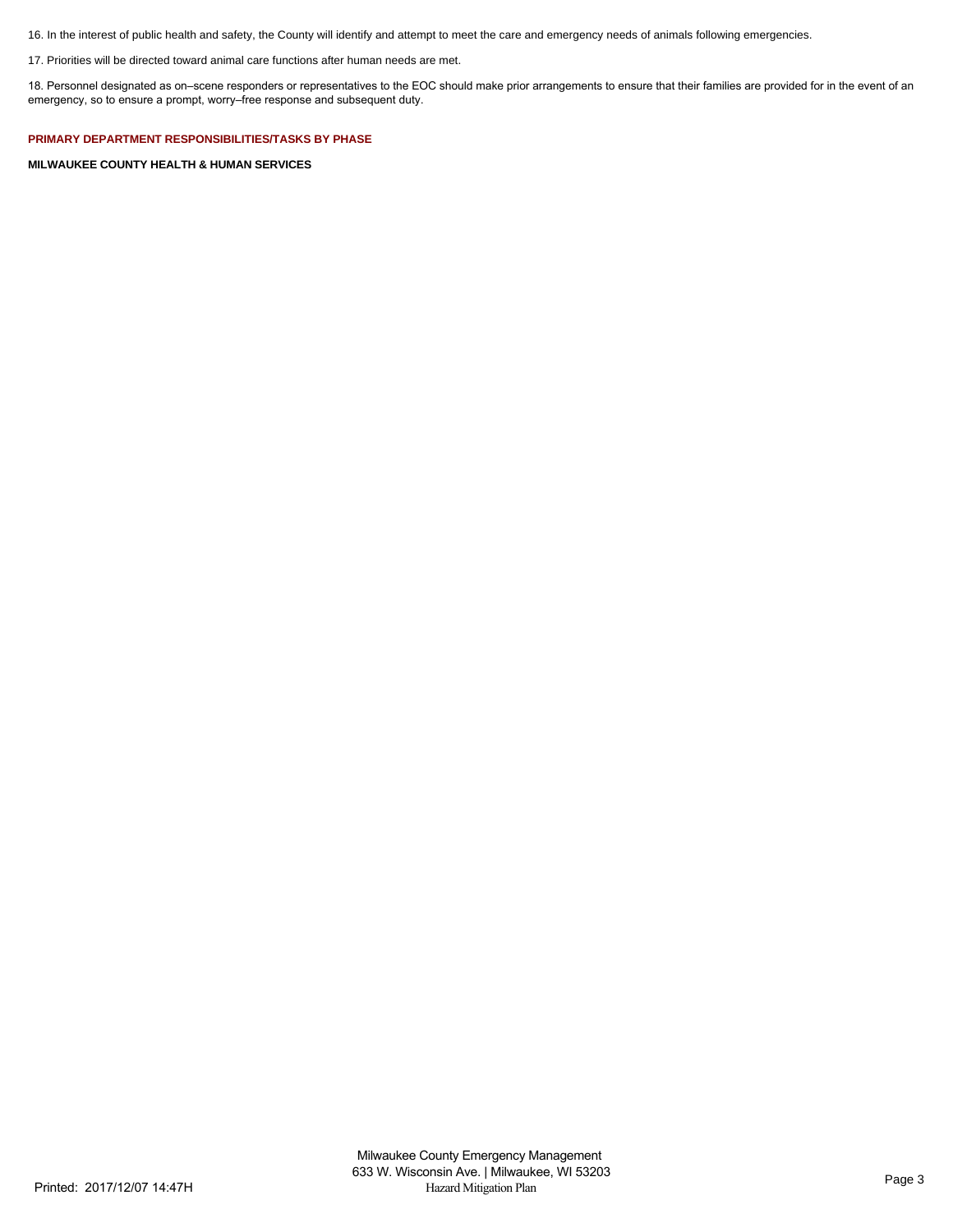16. In the interest of public health and safety, the County will identify and attempt to meet the care and emergency needs of animals following emergencies.

17. Priorities will be directed toward animal care functions after human needs are met.

18. Personnel designated as on–scene responders or representatives to the EOC should make prior arrangements to ensure that their families are provided for in the event of an emergency, so to ensure a prompt, worry–free response and subsequent duty.

## PRIMARY DEPARTMENT RESPONSIBILITIES/TASKS BY PHASE

### MILWAUKEE COUNTY HEALTH & HUMAN SERVICES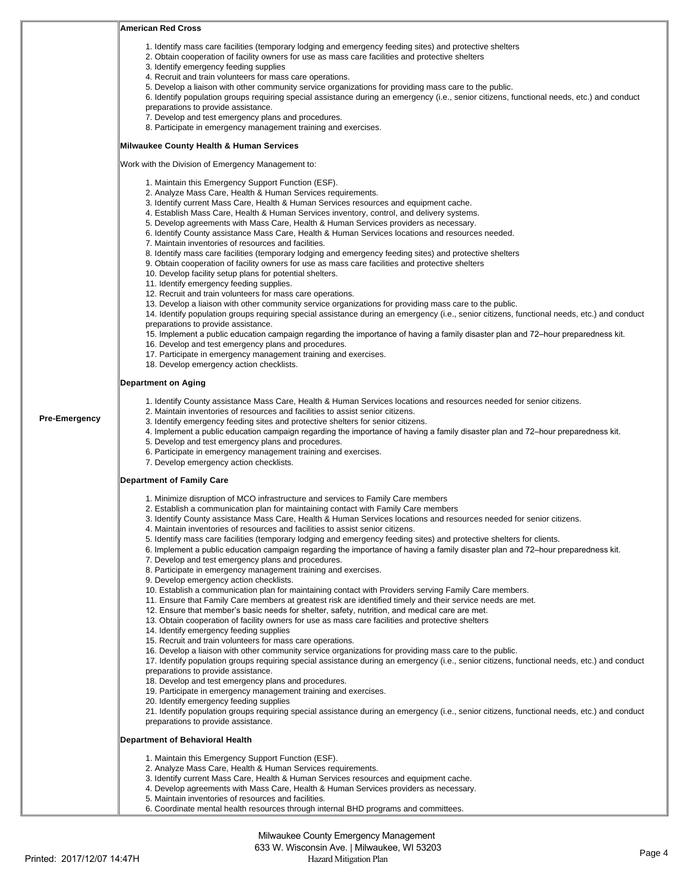| | |
|---|---|
| **Pre-Emergency** | **American Red Cross**<br><br>1. Identify mass care facilities (temporary lodging and emergency feeding sites) and protective shelters<br>2. Obtain cooperation of facility owners for use as mass care facilities and protective shelters<br>3. Identify emergency feeding supplies<br>4. Recruit and train volunteers for mass care operations.<br>5. Develop a liaison with other community service organizations for providing mass care to the public.<br>6. Identify population groups requiring special assistance during an emergency (i.e., senior citizens, functional needs, etc.) and conduct preparations to provide assistance.<br>7. Develop and test emergency plans and procedures.<br>8. Participate in emergency management training and exercises.<br><br>**Milwaukee County Health & Human Services**<br><br>Work with the Division of Emergency Management to:<br><br>1. Maintain this Emergency Support Function (ESF).<br>2. Analyze Mass Care, Health & Human Services requirements.<br>3. Identify current Mass Care, Health & Human Services resources and equipment cache.<br>4. Establish Mass Care, Health & Human Services inventory, control, and delivery systems.<br>5. Develop agreements with Mass Care, Health & Human Services providers as necessary.<br>6. Identify County assistance Mass Care, Health & Human Services locations and resources needed.<br>7. Maintain inventories of resources and facilities.<br>8. Identify mass care facilities (temporary lodging and emergency feeding sites) and protective shelters<br>9. Obtain cooperation of facility owners for use as mass care facilities and protective shelters<br>10. Develop facility setup plans for potential shelters.<br>11. Identify emergency feeding supplies.<br>12. Recruit and train volunteers for mass care operations.<br>13. Develop a liaison with other community service organizations for providing mass care to the public.<br>14. Identify population groups requiring special assistance during an emergency (i.e., senior citizens, functional needs, etc.) and conduct preparations to provide assistance.<br>15. Implement a public education campaign regarding the importance of having a family disaster plan and 72–hour preparedness kit.<br>16. Develop and test emergency plans and procedures.<br>17. Participate in emergency management training and exercises.<br>18. Develop emergency action checklists.<br><br>**Department on Aging**<br><br>1. Identify County assistance Mass Care, Health & Human Services locations and resources needed for senior citizens.<br>2. Maintain inventories of resources and facilities to assist senior citizens.<br>3. Identify emergency feeding sites and protective shelters for senior citizens.<br>4. Implement a public education campaign regarding the importance of having a family disaster plan and 72–hour preparedness kit.<br>5. Develop and test emergency plans and procedures.<br>6. Participate in emergency management training and exercises.<br>7. Develop emergency action checklists.<br><br>**Department of Family Care**<br><br>1. Minimize disruption of MCO infrastructure and services to Family Care members<br>2. Establish a communication plan for maintaining contact with Family Care members<br>3. Identify County assistance Mass Care, Health & Human Services locations and resources needed for senior citizens.<br>4. Maintain inventories of resources and facilities to assist senior citizens.<br>5. Identify mass care facilities (temporary lodging and emergency feeding sites) and protective shelters for clients.<br>6. Implement a public education campaign regarding the importance of having a family disaster plan and 72–hour preparedness kit.<br>7. Develop and test emergency plans and procedures.<br>8. Participate in emergency management training and exercises.<br>9. Develop emergency action checklists.<br>10. Establish a communication plan for maintaining contact with Providers serving Family Care members.<br>11. Ensure that Family Care members at greatest risk are identified timely and their service needs are met.<br>12. Ensure that member's basic needs for shelter, safety, nutrition, and medical care are met.<br>13. Obtain cooperation of facility owners for use as mass care facilities and protective shelters<br>14. Identify emergency feeding supplies<br>15. Recruit and train volunteers for mass care operations.<br>16. Develop a liaison with other community service organizations for providing mass care to the public.<br>17. Identify population groups requiring special assistance during an emergency (i.e., senior citizens, functional needs, etc.) and conduct preparations to provide assistance.<br>18. Develop and test emergency plans and procedures.<br>19. Participate in emergency management training and exercises.<br>20. Identify emergency feeding supplies<br>21. Identify population groups requiring special assistance during an emergency (i.e., senior citizens, functional needs, etc.) and conduct preparations to provide assistance.<br><br>**Department of Behavioral Health**<br><br>1. Maintain this Emergency Support Function (ESF).<br>2. Analyze Mass Care, Health & Human Services requirements.<br>3. Identify current Mass Care, Health & Human Services resources and equipment cache.<br>4. Develop agreements with Mass Care, Health & Human Services providers as necessary.<br>5. Maintain inventories of resources and facilities.<br>6. Coordinate mental health resources through internal BHD programs and committees. |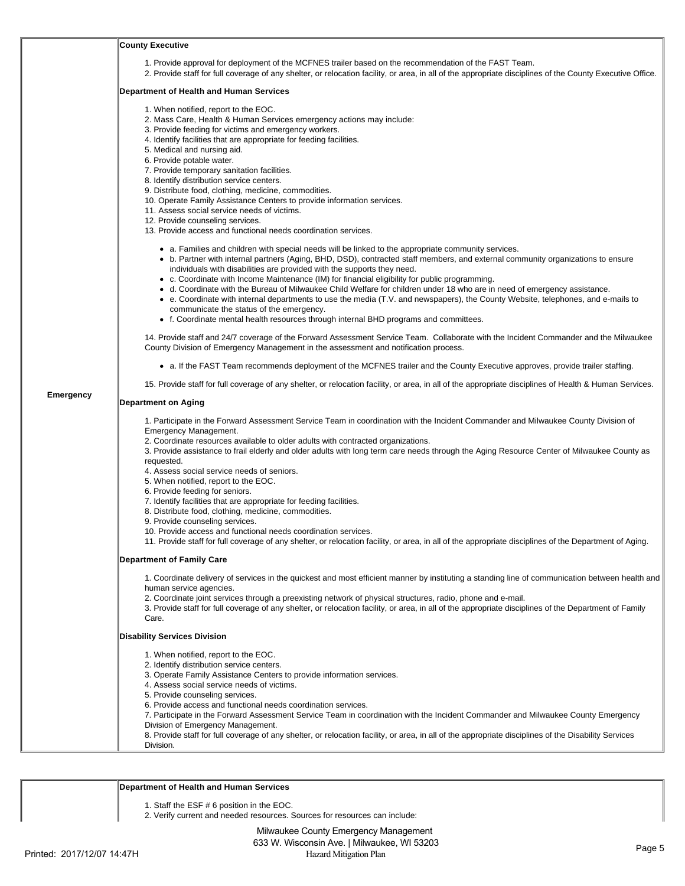| | |
|---|---|
| **Emergency** | **County Executive**<br><br>1. Provide approval for deployment of the MCFNES trailer based on the recommendation of the FAST Team.<br>2. Provide staff for full coverage of any shelter, or relocation facility, or area, in all of the appropriate disciplines of the County Executive Office.<br><br>**Department of Health and Human Services**<br><br>1. When notified, report to the EOC.<br>2. Mass Care, Health & Human Services emergency actions may include:<br>3. Provide feeding for victims and emergency workers.<br>4. Identify facilities that are appropriate for feeding facilities.<br>5. Medical and nursing aid.<br>6. Provide potable water.<br>7. Provide temporary sanitation facilities.<br>8. Identify distribution service centers.<br>9. Distribute food, clothing, medicine, commodities.<br>10. Operate Family Assistance Centers to provide information services.<br>11. Assess social service needs of victims.<br>12. Provide counseling services.<br>13. Provide access and functional needs coordination services.<br><br>• a. Families and children with special needs will be linked to the appropriate community services.<br>• b. Partner with internal partners (Aging, BHD, DSD), contracted staff members, and external community organizations to ensure individuals with disabilities are provided with the supports they need.<br>• c. Coordinate with Income Maintenance (IM) for financial eligibility for public programming.<br>• d. Coordinate with the Bureau of Milwaukee Child Welfare for children under 18 who are in need of emergency assistance.<br>• e. Coordinate with internal departments to use the media (T.V. and newspapers), the County Website, telephones, and e-mails to communicate the status of the emergency.<br>• f. Coordinate mental health resources through internal BHD programs and committees.<br><br>14. Provide staff and 24/7 coverage of the Forward Assessment Service Team. Collaborate with the Incident Commander and the Milwaukee County Division of Emergency Management in the assessment and notification process.<br><br>• a. If the FAST Team recommends deployment of the MCFNES trailer and the County Executive approves, provide trailer staffing.<br><br>15. Provide staff for full coverage of any shelter, or relocation facility, or area, in all of the appropriate disciplines of Health & Human Services.<br><br>**Department on Aging**<br><br>1. Participate in the Forward Assessment Service Team in coordination with the Incident Commander and Milwaukee County Division of Emergency Management.<br>2. Coordinate resources available to older adults with contracted organizations.<br>3. Provide assistance to frail elderly and older adults with long term care needs through the Aging Resource Center of Milwaukee County as requested.<br>4. Assess social service needs of seniors.<br>5. When notified, report to the EOC.<br>6. Provide feeding for seniors.<br>7. Identify facilities that are appropriate for feeding facilities.<br>8. Distribute food, clothing, medicine, commodities.<br>9. Provide counseling services.<br>10. Provide access and functional needs coordination services.<br>11. Provide staff for full coverage of any shelter, or relocation facility, or area, in all of the appropriate disciplines of the Department of Aging.<br><br>**Department of Family Care**<br><br>1. Coordinate delivery of services in the quickest and most efficient manner by instituting a standing line of communication between health and human service agencies.<br>2. Coordinate joint services through a preexisting network of physical structures, radio, phone and e-mail.<br>3. Provide staff for full coverage of any shelter, or relocation facility, or area, in all of the appropriate disciplines of the Department of Family Care.<br><br>**Disability Services Division**<br><br>1. When notified, report to the EOC.<br>2. Identify distribution service centers.<br>3. Operate Family Assistance Centers to provide information services.<br>4. Assess social service needs of victims.<br>5. Provide counseling services.<br>6. Provide access and functional needs coordination services.<br>7. Participate in the Forward Assessment Service Team in coordination with the Incident Commander and Milwaukee County Emergency Division of Emergency Management.<br>8. Provide staff for full coverage of any shelter, or relocation facility, or area, in all of the appropriate disciplines of the Disability Services Division. |

| | |
|---|---|
| | **Department of Health and Human Services**<br><br>1. Staff the ESF # 6 position in the EOC.<br>2. Verify current and needed resources. Sources for resources can include: |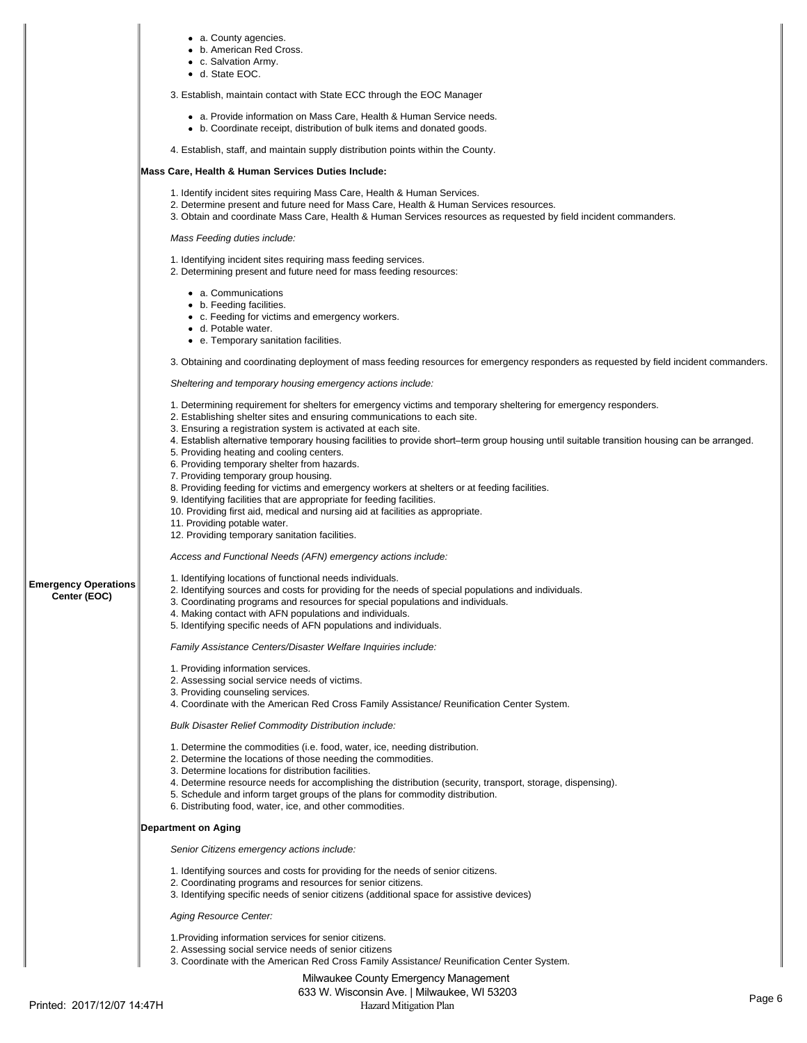- a. County agencies.
- b. American Red Cross.
- c. Salvation Army.
- d. State EOC.

3. Establish, maintain contact with State ECC through the EOC Manager

- a. Provide information on Mass Care, Health & Human Service needs.
- b. Coordinate receipt, distribution of bulk items and donated goods.

4. Establish, staff, and maintain supply distribution points within the County.

**Mass Care, Health & Human Services Duties Include:**

1. Identify incident sites requiring Mass Care, Health & Human Services.
2. Determine present and future need for Mass Care, Health & Human Services resources.
3. Obtain and coordinate Mass Care, Health & Human Services resources as requested by field incident commanders.

*Mass Feeding duties include:*

1. Identifying incident sites requiring mass feeding services.
2. Determining present and future need for mass feeding resources:

- a. Communications
- b. Feeding facilities.
- c. Feeding for victims and emergency workers.
- d. Potable water.
- e. Temporary sanitation facilities.

3. Obtaining and coordinating deployment of mass feeding resources for emergency responders as requested by field incident commanders.

*Sheltering and temporary housing emergency actions include:*

1. Determining requirement for shelters for emergency victims and temporary sheltering for emergency responders.
2. Establishing shelter sites and ensuring communications to each site.
3. Ensuring a registration system is activated at each site.
4. Establish alternative temporary housing facilities to provide short–term group housing until suitable transition housing can be arranged.
5. Providing heating and cooling centers.
6. Providing temporary shelter from hazards.
7. Providing temporary group housing.
8. Providing feeding for victims and emergency workers at shelters or at feeding facilities.
9. Identifying facilities that are appropriate for feeding facilities.
10. Providing first aid, medical and nursing aid at facilities as appropriate.
11. Providing potable water.
12. Providing temporary sanitation facilities.

**Emergency Operations Center (EOC)**

*Access and Functional Needs (AFN) emergency actions include:*

1. Identifying locations of functional needs individuals.
2. Identifying sources and costs for providing for the needs of special populations and individuals.
3. Coordinating programs and resources for special populations and individuals.
4. Making contact with AFN populations and individuals.
5. Identifying specific needs of AFN populations and individuals.

*Family Assistance Centers/Disaster Welfare Inquiries include:*

1. Providing information services.
2. Assessing social service needs of victims.
3. Providing counseling services.
4. Coordinate with the American Red Cross Family Assistance/ Reunification Center System.

*Bulk Disaster Relief Commodity Distribution include:*

1. Determine the commodities (i.e. food, water, ice, needing distribution.
2. Determine the locations of those needing the commodities.
3. Determine locations for distribution facilities.
4. Determine resource needs for accomplishing the distribution (security, transport, storage, dispensing).
5. Schedule and inform target groups of the plans for commodity distribution.
6. Distributing food, water, ice, and other commodities.

**Department on Aging**

*Senior Citizens emergency actions include:*

1. Identifying sources and costs for providing for the needs of senior citizens.
2. Coordinating programs and resources for senior citizens.
3. Identifying specific needs of senior citizens (additional space for assistive devices)

*Aging Resource Center:*

1. Providing information services for senior citizens.
2. Assessing social service needs of senior citizens
3. Coordinate with the American Red Cross Family Assistance/ Reunification Center System.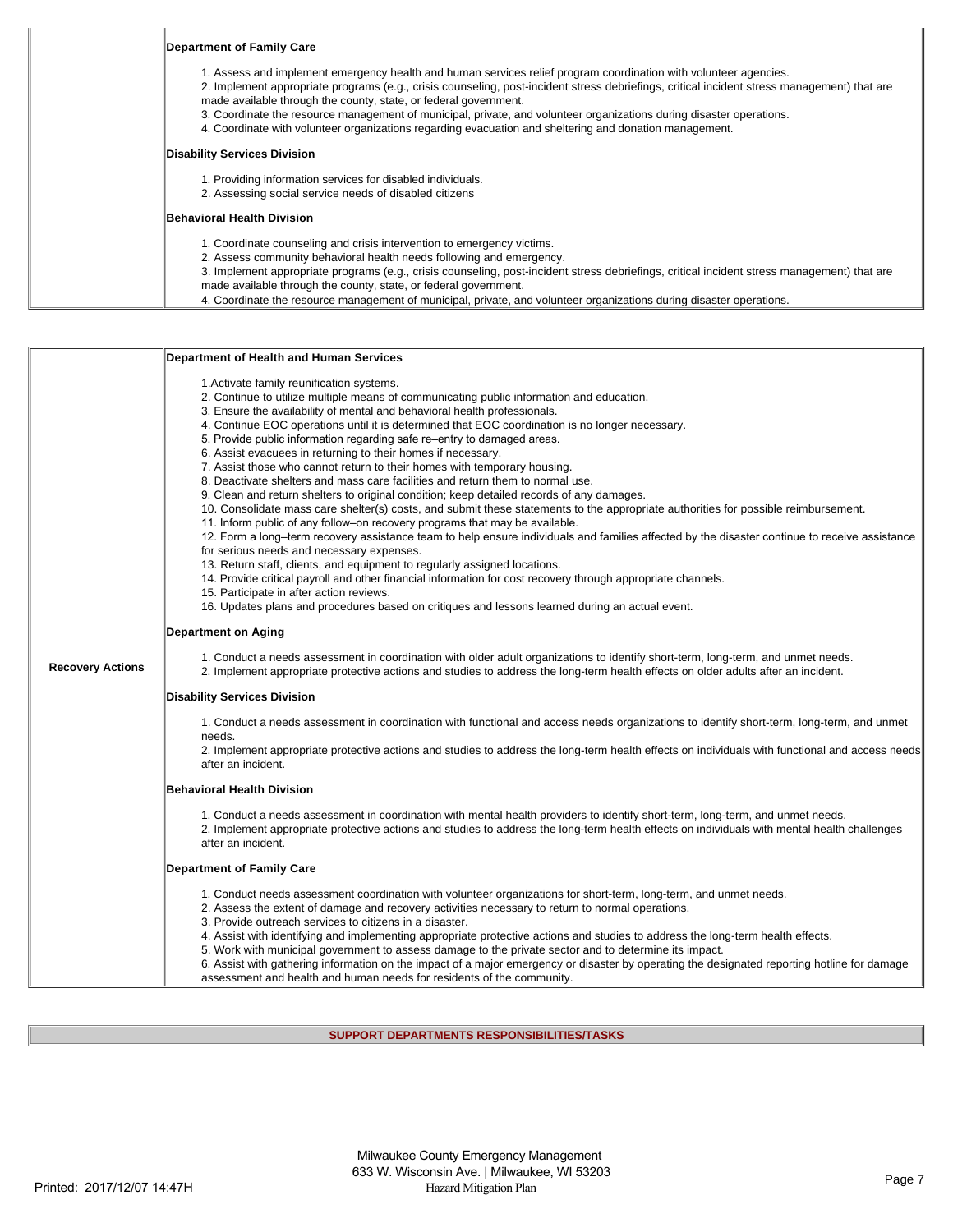| | |
|---|---|
| | **Department of Family Care**<br><br>1. Assess and implement emergency health and human services relief program coordination with volunteer agencies.<br>2. Implement appropriate programs (e.g., crisis counseling, post-incident stress debriefings, critical incident stress management) that are made available through the county, state, or federal government.<br>3. Coordinate the resource management of municipal, private, and volunteer organizations during disaster operations.<br>4. Coordinate with volunteer organizations regarding evacuation and sheltering and donation management.<br><br>**Disability Services Division**<br><br>1. Providing information services for disabled individuals.<br>2. Assessing social service needs of disabled citizens<br><br>**Behavioral Health Division**<br><br>1. Coordinate counseling and crisis intervention to emergency victims.<br>2. Assess community behavioral health needs following and emergency.<br>3. Implement appropriate programs (e.g., crisis counseling, post-incident stress debriefings, critical incident stress management) that are made available through the county, state, or federal government.<br>4. Coordinate the resource management of municipal, private, and volunteer organizations during disaster operations. |

| | |
|---|---|
| **Recovery Actions** | **Department of Health and Human Services**<br><br>1.Activate family reunification systems.<br>2. Continue to utilize multiple means of communicating public information and education.<br>3. Ensure the availability of mental and behavioral health professionals.<br>4. Continue EOC operations until it is determined that EOC coordination is no longer necessary.<br>5. Provide public information regarding safe re–entry to damaged areas.<br>6. Assist evacuees in returning to their homes if necessary.<br>7. Assist those who cannot return to their homes with temporary housing.<br>8. Deactivate shelters and mass care facilities and return them to normal use.<br>9. Clean and return shelters to original condition; keep detailed records of any damages.<br>10. Consolidate mass care shelter(s) costs, and submit these statements to the appropriate authorities for possible reimbursement.<br>11. Inform public of any follow–on recovery programs that may be available.<br>12. Form a long–term recovery assistance team to help ensure individuals and families affected by the disaster continue to receive assistance for serious needs and necessary expenses.<br>13. Return staff, clients, and equipment to regularly assigned locations.<br>14. Provide critical payroll and other financial information for cost recovery through appropriate channels.<br>15. Participate in after action reviews.<br>16. Updates plans and procedures based on critiques and lessons learned during an actual event.<br><br>**Department on Aging**<br><br>1. Conduct a needs assessment in coordination with older adult organizations to identify short-term, long-term, and unmet needs.<br>2. Implement appropriate protective actions and studies to address the long-term health effects on older adults after an incident.<br><br>**Disability Services Division**<br><br>1. Conduct a needs assessment in coordination with functional and access needs organizations to identify short-term, long-term, and unmet needs.<br>2. Implement appropriate protective actions and studies to address the long-term health effects on individuals with functional and access needs after an incident.<br><br>**Behavioral Health Division**<br><br>1. Conduct a needs assessment in coordination with mental health providers to identify short-term, long-term, and unmet needs.<br>2. Implement appropriate protective actions and studies to address the long-term health effects on individuals with mental health challenges after an incident.<br><br>**Department of Family Care**<br><br>1. Conduct needs assessment coordination with volunteer organizations for short-term, long-term, and unmet needs.<br>2. Assess the extent of damage and recovery activities necessary to return to normal operations.<br>3. Provide outreach services to citizens in a disaster.<br>4. Assist with identifying and implementing appropriate protective actions and studies to address the long-term health effects.<br>5. Work with municipal government to assess damage to the private sector and to determine its impact.<br>6. Assist with gathering information on the impact of a major emergency or disaster by operating the designated reporting hotline for damage assessment and health and human needs for residents of the community. |

| SUPPORT DEPARTMENTS RESPONSIBILITIES/TASKS |
|---|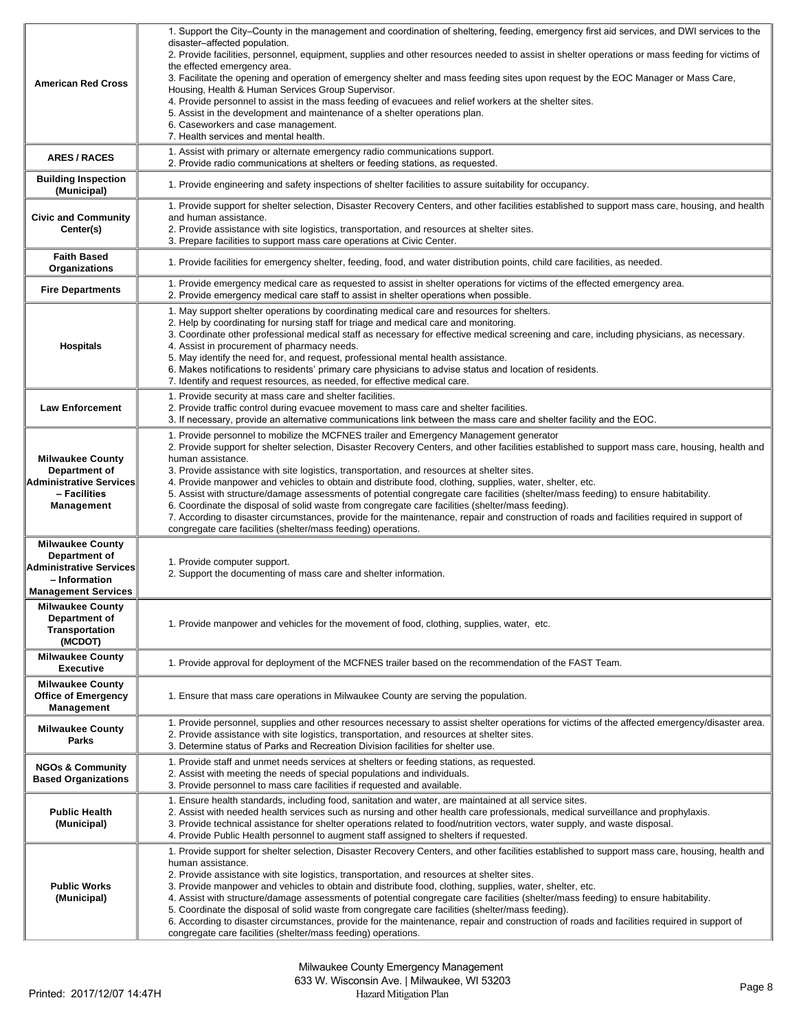| | |
|---|---|
| **American Red Cross** | 1. Support the City–County in the management and coordination of sheltering, feeding, emergency first aid services, and DWI services to the disaster–affected population.<br>2. Provide facilities, personnel, equipment, supplies and other resources needed to assist in shelter operations or mass feeding for victims of the effected emergency area.<br>3. Facilitate the opening and operation of emergency shelter and mass feeding sites upon request by the EOC Manager or Mass Care, Housing, Health & Human Services Group Supervisor.<br>4. Provide personnel to assist in the mass feeding of evacuees and relief workers at the shelter sites.<br>5. Assist in the development and maintenance of a shelter operations plan.<br>6. Caseworkers and case management.<br>7. Health services and mental health. |
| **ARES / RACES** | 1. Assist with primary or alternate emergency radio communications support.<br>2. Provide radio communications at shelters or feeding stations, as requested. |
| **Building Inspection (Municipal)** | 1. Provide engineering and safety inspections of shelter facilities to assure suitability for occupancy. |
| **Civic and Community Center(s)** | 1. Provide support for shelter selection, Disaster Recovery Centers, and other facilities established to support mass care, housing, and health and human assistance.<br>2. Provide assistance with site logistics, transportation, and resources at shelter sites.<br>3. Prepare facilities to support mass care operations at Civic Center. |
| **Faith Based Organizations** | 1. Provide facilities for emergency shelter, feeding, food, and water distribution points, child care facilities, as needed. |
| **Fire Departments** | 1. Provide emergency medical care as requested to assist in shelter operations for victims of the effected emergency area.<br>2. Provide emergency medical care staff to assist in shelter operations when possible. |
| **Hospitals** | 1. May support shelter operations by coordinating medical care and resources for shelters.<br>2. Help by coordinating for nursing staff for triage and medical care and monitoring.<br>3. Coordinate other professional medical staff as necessary for effective medical screening and care, including physicians, as necessary.<br>4. Assist in procurement of pharmacy needs.<br>5. May identify the need for, and request, professional mental health assistance.<br>6. Makes notifications to residents' primary care physicians to advise status and location of residents.<br>7. Identify and request resources, as needed, for effective medical care. |
| **Law Enforcement** | 1. Provide security at mass care and shelter facilities.<br>2. Provide traffic control during evacuee movement to mass care and shelter facilities.<br>3. If necessary, provide an alternative communications link between the mass care and shelter facility and the EOC. |
| **Milwaukee County Department of Administrative Services – Facilities Management** | 1. Provide personnel to mobilize the MCFNES trailer and Emergency Management generator<br>2. Provide support for shelter selection, Disaster Recovery Centers, and other facilities established to support mass care, housing, health and human assistance.<br>3. Provide assistance with site logistics, transportation, and resources at shelter sites.<br>4. Provide manpower and vehicles to obtain and distribute food, clothing, supplies, water, shelter, etc.<br>5. Assist with structure/damage assessments of potential congregate care facilities (shelter/mass feeding) to ensure habitability.<br>6. Coordinate the disposal of solid waste from congregate care facilities (shelter/mass feeding).<br>7. According to disaster circumstances, provide for the maintenance, repair and construction of roads and facilities required in support of congregate care facilities (shelter/mass feeding) operations. |
| **Milwaukee County Department of Administrative Services – Information Management Services** | 1. Provide computer support.<br>2. Support the documenting of mass care and shelter information. |
| **Milwaukee County Department of Transportation (MCDOT)** | 1. Provide manpower and vehicles for the movement of food, clothing, supplies, water, etc. |
| **Milwaukee County Executive** | 1. Provide approval for deployment of the MCFNES trailer based on the recommendation of the FAST Team. |
| **Milwaukee County Office of Emergency Management** | 1. Ensure that mass care operations in Milwaukee County are serving the population. |
| **Milwaukee County Parks** | 1. Provide personnel, supplies and other resources necessary to assist shelter operations for victims of the affected emergency/disaster area.<br>2. Provide assistance with site logistics, transportation, and resources at shelter sites.<br>3. Determine status of Parks and Recreation Division facilities for shelter use. |
| **NGOs & Community Based Organizations** | 1. Provide staff and unmet needs services at shelters or feeding stations, as requested.<br>2. Assist with meeting the needs of special populations and individuals.<br>3. Provide personnel to mass care facilities if requested and available. |
| **Public Health (Municipal)** | 1. Ensure health standards, including food, sanitation and water, are maintained at all service sites.<br>2. Assist with needed health services such as nursing and other health care professionals, medical surveillance and prophylaxis.<br>3. Provide technical assistance for shelter operations related to food/nutrition vectors, water supply, and waste disposal.<br>4. Provide Public Health personnel to augment staff assigned to shelters if requested. |
| **Public Works (Municipal)** | 1. Provide support for shelter selection, Disaster Recovery Centers, and other facilities established to support mass care, housing, health and human assistance.<br>2. Provide assistance with site logistics, transportation, and resources at shelter sites.<br>3. Provide manpower and vehicles to obtain and distribute food, clothing, supplies, water, shelter, etc.<br>4. Assist with structure/damage assessments of potential congregate care facilities (shelter/mass feeding) to ensure habitability.<br>5. Coordinate the disposal of solid waste from congregate care facilities (shelter/mass feeding).<br>6. According to disaster circumstances, provide for the maintenance, repair and construction of roads and facilities required in support of congregate care facilities (shelter/mass feeding) operations. |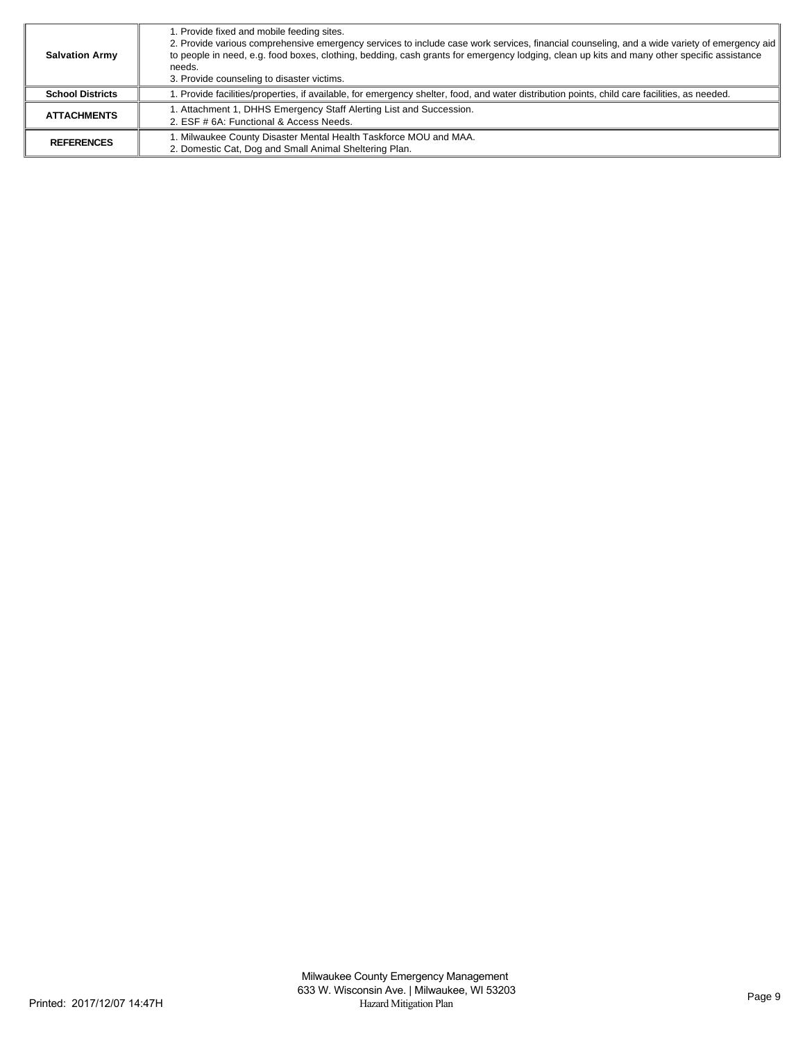| | |
|---|---|
| **Salvation Army** | 1. Provide fixed and mobile feeding sites.<br>2. Provide various comprehensive emergency services to include case work services, financial counseling, and a wide variety of emergency aid to people in need, e.g. food boxes, clothing, bedding, cash grants for emergency lodging, clean up kits and many other specific assistance needs.<br>3. Provide counseling to disaster victims. |
| **School Districts** | 1. Provide facilities/properties, if available, for emergency shelter, food, and water distribution points, child care facilities, as needed. |
| **ATTACHMENTS** | 1. Attachment 1, DHHS Emergency Staff Alerting List and Succession.<br>2. ESF # 6A: Functional & Access Needs. |
| **REFERENCES** | 1. Milwaukee County Disaster Mental Health Taskforce MOU and MAA.<br>2. Domestic Cat, Dog and Small Animal Sheltering Plan. |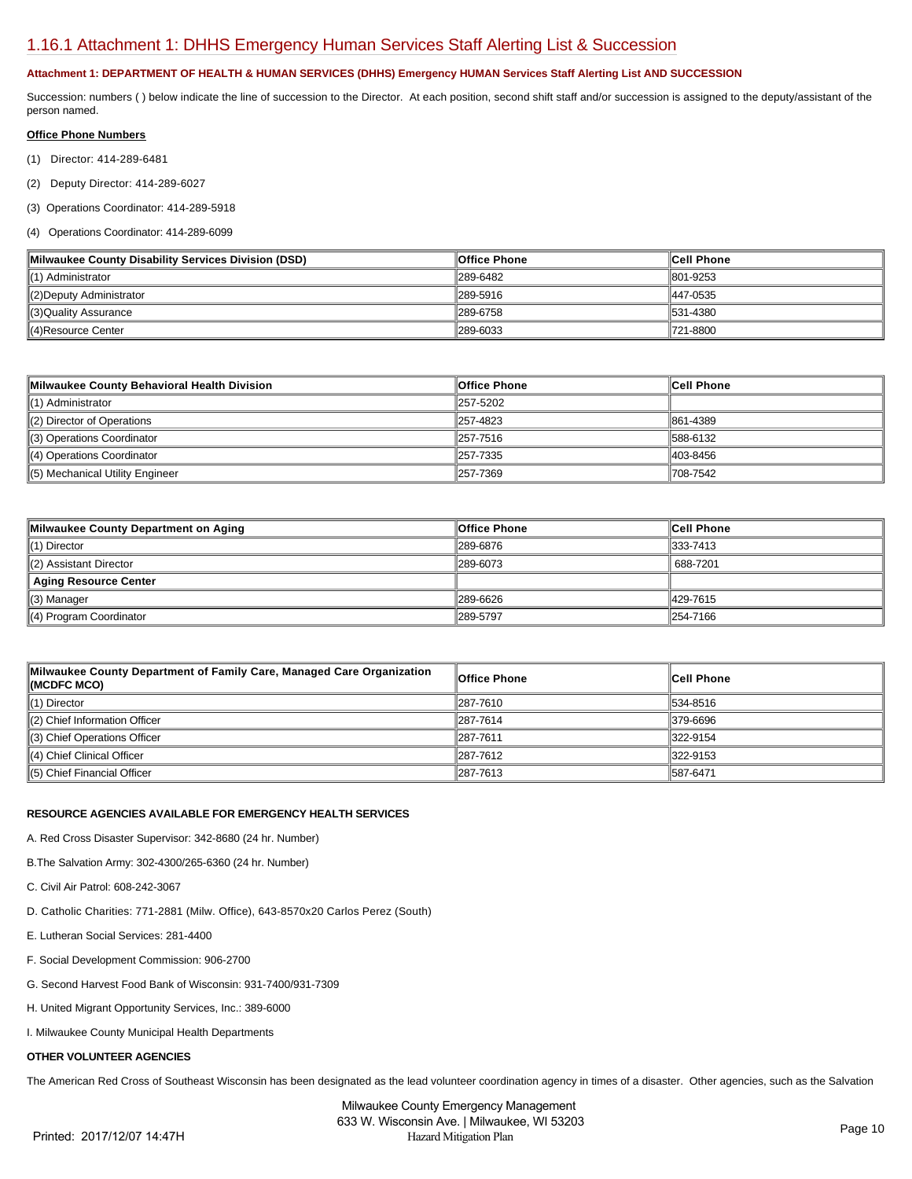## 1.16.1 Attachment 1: DHHS Emergency Human Services Staff Alerting List & Succession

**Attachment 1: DEPARTMENT OF HEALTH & HUMAN SERVICES (DHHS) Emergency HUMAN Services Staff Alerting List AND SUCCESSION**

Succession: numbers ( ) below indicate the line of succession to the Director. At each position, second shift staff and/or succession is assigned to the deputy/assistant of the person named.

**Office Phone Numbers**

(1) Director: 414-289-6481

(2) Deputy Director: 414-289-6027

(3) Operations Coordinator: 414-289-5918

(4) Operations Coordinator: 414-289-6099

| Milwaukee County Disability Services Division (DSD) | Office Phone | Cell Phone |
|---|---|---|
| (1) Administrator | 289-6482 | 801-9253 |
| (2)Deputy Administrator | 289-5916 | 447-0535 |
| (3)Quality Assurance | 289-6758 | 531-4380 |
| (4)Resource Center | 289-6033 | 721-8800 |

| Milwaukee County Behavioral Health Division | Office Phone | Cell Phone |
|---|---|---|
| (1) Administrator | 257-5202 | |
| (2) Director of Operations | 257-4823 | 861-4389 |
| (3) Operations Coordinator | 257-7516 | 588-6132 |
| (4) Operations Coordinator | 257-7335 | 403-8456 |
| (5) Mechanical Utility Engineer | 257-7369 | 708-7542 |

| Milwaukee County Department on Aging | Office Phone | Cell Phone |
|---|---|---|
| (1) Director | 289-6876 | 333-7413 |
| (2) Assistant Director | 289-6073 | 688-7201 |
| **Aging Resource Center** | | |
| (3) Manager | 289-6626 | 429-7615 |
| (4) Program Coordinator | 289-5797 | 254-7166 |

| Milwaukee County Department of Family Care, Managed Care Organization (MCDFC MCO) | Office Phone | Cell Phone |
|---|---|---|
| (1) Director | 287-7610 | 534-8516 |
| (2) Chief Information Officer | 287-7614 | 379-6696 |
| (3) Chief Operations Officer | 287-7611 | 322-9154 |
| (4) Chief Clinical Officer | 287-7612 | 322-9153 |
| (5) Chief Financial Officer | 287-7613 | 587-6471 |

**RESOURCE AGENCIES AVAILABLE FOR EMERGENCY HEALTH SERVICES**

A. Red Cross Disaster Supervisor: 342-8680 (24 hr. Number)

B.The Salvation Army: 302-4300/265-6360 (24 hr. Number)

C. Civil Air Patrol: 608-242-3067

D. Catholic Charities: 771-2881 (Milw. Office), 643-8570x20 Carlos Perez (South)

E. Lutheran Social Services: 281-4400

F. Social Development Commission: 906-2700

G. Second Harvest Food Bank of Wisconsin: 931-7400/931-7309

H. United Migrant Opportunity Services, Inc.: 389-6000

I. Milwaukee County Municipal Health Departments

**OTHER VOLUNTEER AGENCIES**

The American Red Cross of Southeast Wisconsin has been designated as the lead volunteer coordination agency in times of a disaster. Other agencies, such as the Salvation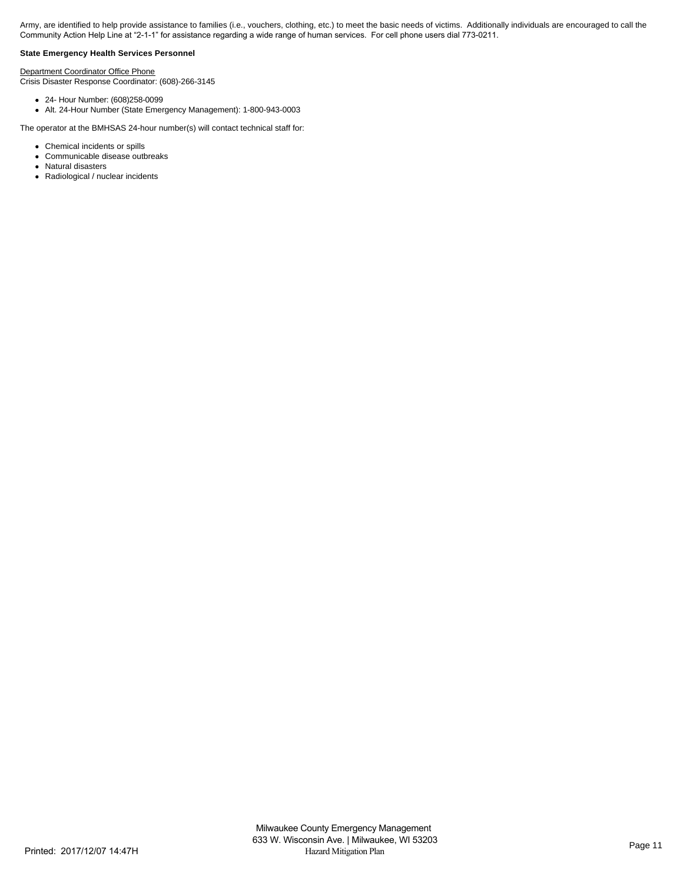Army, are identified to help provide assistance to families (i.e., vouchers, clothing, etc.) to meet the basic needs of victims. Additionally individuals are encouraged to call the Community Action Help Line at “2-1-1” for assistance regarding a wide range of human services. For cell phone users dial 773-0211.

**State Emergency Health Services Personnel**

<u>Department Coordinator Office Phone</u>
Crisis Disaster Response Coordinator: (608)-266-3145

- 24- Hour Number: (608)258-0099
- Alt. 24-Hour Number (State Emergency Management): 1-800-943-0003

The operator at the BMHSAS 24-hour number(s) will contact technical staff for:

- Chemical incidents or spills
- Communicable disease outbreaks
- Natural disasters
- Radiological / nuclear incidents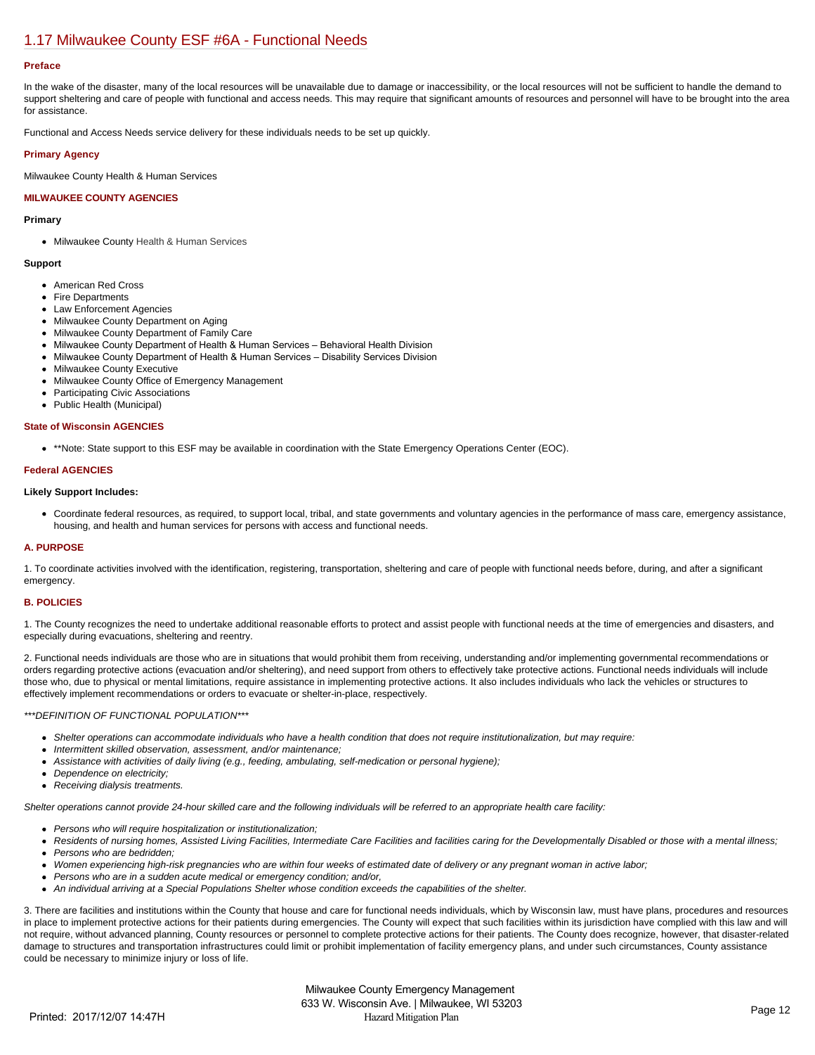# 1.17 Milwaukee County ESF #6A - Functional Needs

### Preface

In the wake of the disaster, many of the local resources will be unavailable due to damage or inaccessibility, or the local resources will not be sufficient to handle the demand to support sheltering and care of people with functional and access needs. This may require that significant amounts of resources and personnel will have to be brought into the area for assistance.

Functional and Access Needs service delivery for these individuals needs to be set up quickly.

### Primary Agency

Milwaukee County Health & Human Services

### MILWAUKEE COUNTY AGENCIES

**Primary**

- Milwaukee County Health & Human Services

**Support**

- American Red Cross
- Fire Departments
- Law Enforcement Agencies
- Milwaukee County Department on Aging
- Milwaukee County Department of Family Care
- Milwaukee County Department of Health & Human Services – Behavioral Health Division
- Milwaukee County Department of Health & Human Services – Disability Services Division
- Milwaukee County Executive
- Milwaukee County Office of Emergency Management
- Participating Civic Associations
- Public Health (Municipal)

### State of Wisconsin AGENCIES

- **Note: State support to this ESF may be available in coordination with the State Emergency Operations Center (EOC).

### Federal AGENCIES

**Likely Support Includes:**

- Coordinate federal resources, as required, to support local, tribal, and state governments and voluntary agencies in the performance of mass care, emergency assistance, housing, and health and human services for persons with access and functional needs.

### A. PURPOSE

1. To coordinate activities involved with the identification, registering, transportation, sheltering and care of people with functional needs before, during, and after a significant emergency.

### B. POLICIES

1. The County recognizes the need to undertake additional reasonable efforts to protect and assist people with functional needs at the time of emergencies and disasters, and especially during evacuations, sheltering and reentry.

2. Functional needs individuals are those who are in situations that would prohibit them from receiving, understanding and/or implementing governmental recommendations or orders regarding protective actions (evacuation and/or sheltering), and need support from others to effectively take protective actions. Functional needs individuals will include those who, due to physical or mental limitations, require assistance in implementing protective actions. It also includes individuals who lack the vehicles or structures to effectively implement recommendations or orders to evacuate or shelter-in-place, respectively.

****DEFINITION OF FUNCTIONAL POPULATION****

- *Shelter operations can accommodate individuals who have a health condition that does not require institutionalization, but may require:*
- *Intermittent skilled observation, assessment, and/or maintenance;*
- *Assistance with activities of daily living (e.g., feeding, ambulating, self-medication or personal hygiene);*
- *Dependence on electricity;*
- *Receiving dialysis treatments.*

*Shelter operations cannot provide 24-hour skilled care and the following individuals will be referred to an appropriate health care facility:*

- *Persons who will require hospitalization or institutionalization;*
- *Residents of nursing homes, Assisted Living Facilities, Intermediate Care Facilities and facilities caring for the Developmentally Disabled or those with a mental illness;*
- *Persons who are bedridden;*
- *Women experiencing high-risk pregnancies who are within four weeks of estimated date of delivery or any pregnant woman in active labor;*
- *Persons who are in a sudden acute medical or emergency condition; and/or,*
- *An individual arriving at a Special Populations Shelter whose condition exceeds the capabilities of the shelter.*

3. There are facilities and institutions within the County that house and care for functional needs individuals, which by Wisconsin law, must have plans, procedures and resources in place to implement protective actions for their patients during emergencies. The County will expect that such facilities within its jurisdiction have complied with this law and will not require, without advanced planning, County resources or personnel to complete protective actions for their patients. The County does recognize, however, that disaster-related damage to structures and transportation infrastructures could limit or prohibit implementation of facility emergency plans, and under such circumstances, County assistance could be necessary to minimize injury or loss of life.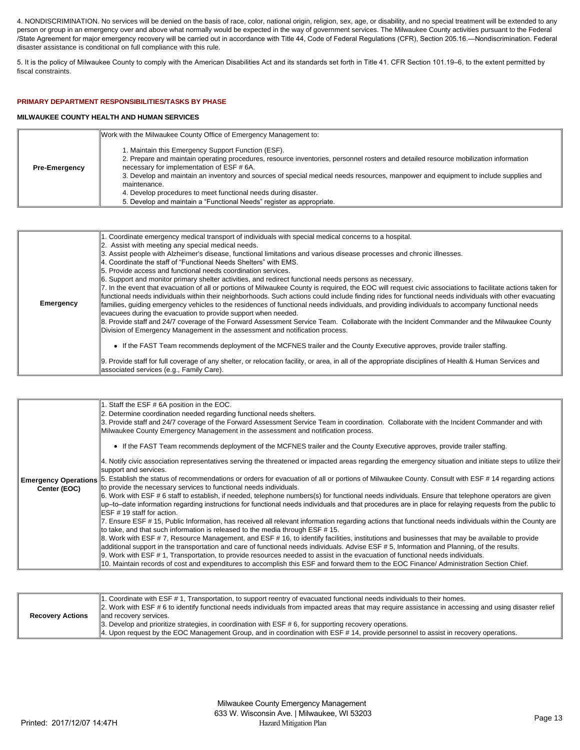4. NONDISCRIMINATION. No services will be denied on the basis of race, color, national origin, religion, sex, age, or disability, and no special treatment will be extended to any person or group in an emergency over and above what normally would be expected in the way of government services. The Milwaukee County activities pursuant to the Federal /State Agreement for major emergency recovery will be carried out in accordance with Title 44, Code of Federal Regulations (CFR), Section 205.16.—Nondiscrimination. Federal disaster assistance is conditional on full compliance with this rule.

5. It is the policy of Milwaukee County to comply with the American Disabilities Act and its standards set forth in Title 41. CFR Section 101.19–6, to the extent permitted by fiscal constraints.

## PRIMARY DEPARTMENT RESPONSIBILITIES/TASKS BY PHASE

### MILWAUKEE COUNTY HEALTH AND HUMAN SERVICES

| | |
|---|---|
| **Pre-Emergency** | Work with the Milwaukee County Office of Emergency Management to:<br><br>1. Maintain this Emergency Support Function (ESF).<br>2. Prepare and maintain operating procedures, resource inventories, personnel rosters and detailed resource mobilization information necessary for implementation of ESF # 6A.<br>3. Develop and maintain an inventory and sources of special medical needs resources, manpower and equipment to include supplies and maintenance.<br>4. Develop procedures to meet functional needs during disaster.<br>5. Develop and maintain a "Functional Needs" register as appropriate. |

| | |
|---|---|
| **Emergency** | 1. Coordinate emergency medical transport of individuals with special medical concerns to a hospital.<br>2. Assist with meeting any special medical needs.<br>3. Assist people with Alzheimer's disease, functional limitations and various disease processes and chronic illnesses.<br>4. Coordinate the staff of "Functional Needs Shelters" with EMS.<br>5. Provide access and functional needs coordination services.<br>6. Support and monitor primary shelter activities, and redirect functional needs persons as necessary.<br>7. In the event that evacuation of all or portions of Milwaukee County is required, the EOC will request civic associations to facilitate actions taken for functional needs individuals within their neighborhoods. Such actions could include finding rides for functional needs individuals with other evacuating families, guiding emergency vehicles to the residences of functional needs individuals, and providing individuals to accompany functional needs evacuees during the evacuation to provide support when needed.<br>8. Provide staff and 24/7 coverage of the Forward Assessment Service Team. Collaborate with the Incident Commander and the Milwaukee County Division of Emergency Management in the assessment and notification process.<br><br>• If the FAST Team recommends deployment of the MCFNES trailer and the County Executive approves, provide trailer staffing.<br><br>9. Provide staff for full coverage of any shelter, or relocation facility, or area, in all of the appropriate disciplines of Health & Human Services and associated services (e.g., Family Care). |

| | |
|---|---|
| **Emergency Operations Center (EOC)** | 1. Staff the ESF # 6A position in the EOC.<br>2. Determine coordination needed regarding functional needs shelters.<br>3. Provide staff and 24/7 coverage of the Forward Assessment Service Team in coordination. Collaborate with the Incident Commander and with Milwaukee County Emergency Management in the assessment and notification process.<br><br>• If the FAST Team recommends deployment of the MCFNES trailer and the County Executive approves, provide trailer staffing.<br><br>4. Notify civic association representatives serving the threatened or impacted areas regarding the emergency situation and initiate steps to utilize their support and services.<br>5. Establish the status of recommendations or orders for evacuation of all or portions of Milwaukee County. Consult with ESF # 14 regarding actions to provide the necessary services to functional needs individuals.<br>6. Work with ESF # 6 staff to establish, if needed, telephone numbers(s) for functional needs individuals. Ensure that telephone operators are given up–to–date information regarding instructions for functional needs individuals and that procedures are in place for relaying requests from the public to ESF # 19 staff for action.<br>7. Ensure ESF # 15, Public Information, has received all relevant information regarding actions that functional needs individuals within the County are to take, and that such information is released to the media through ESF # 15.<br>8. Work with ESF # 7, Resource Management, and ESF # 16, to identify facilities, institutions and businesses that may be available to provide additional support in the transportation and care of functional needs individuals. Advise ESF # 5, Information and Planning, of the results.<br>9. Work with ESF # 1, Transportation, to provide resources needed to assist in the evacuation of functional needs individuals.<br>10. Maintain records of cost and expenditures to accomplish this ESF and forward them to the EOC Finance/ Administration Section Chief. |

| | |
|---|---|
| **Recovery Actions** | 1. Coordinate with ESF # 1, Transportation, to support reentry of evacuated functional needs individuals to their homes.<br>2. Work with ESF # 6 to identify functional needs individuals from impacted areas that may require assistance in accessing and using disaster relief and recovery services.<br>3. Develop and prioritize strategies, in coordination with ESF # 6, for supporting recovery operations.<br>4. Upon request by the EOC Management Group, and in coordination with ESF # 14, provide personnel to assist in recovery operations. |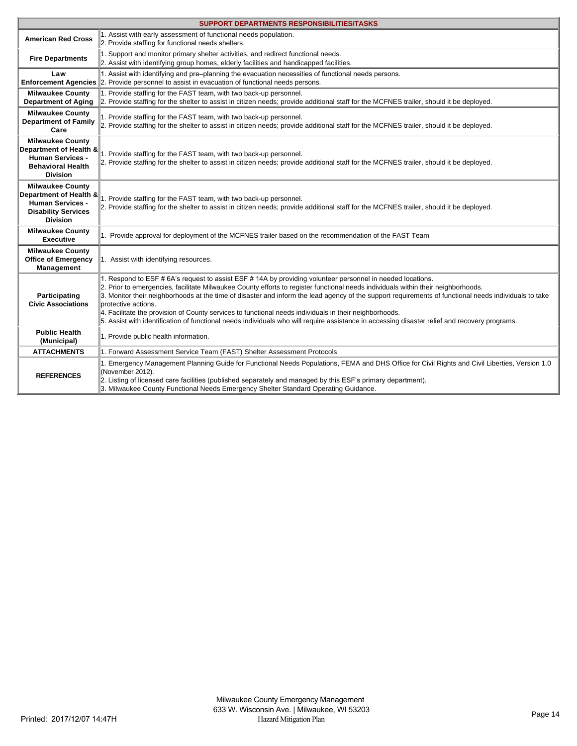| SUPPORT DEPARTMENTS RESPONSIBILITIES/TASKS | |
|---|---|
| **American Red Cross** | 1. Assist with early assessment of functional needs population.<br>2. Provide staffing for functional needs shelters. |
| **Fire Departments** | 1. Support and monitor primary shelter activities, and redirect functional needs.<br>2. Assist with identifying group homes, elderly facilities and handicapped facilities. |
| **Law Enforcement Agencies** | 1. Assist with identifying and pre–planning the evacuation necessities of functional needs persons.<br>2. Provide personnel to assist in evacuation of functional needs persons. |
| **Milwaukee County Department of Aging** | 1. Provide staffing for the FAST team, with two back-up personnel.<br>2. Provide staffing for the shelter to assist in citizen needs; provide additional staff for the MCFNES trailer, should it be deployed. |
| **Milwaukee County Department of Family Care** | 1. Provide staffing for the FAST team, with two back-up personnel.<br>2. Provide staffing for the shelter to assist in citizen needs; provide additional staff for the MCFNES trailer, should it be deployed. |
| **Milwaukee County Department of Health & Human Services - Behavioral Health Division** | 1. Provide staffing for the FAST team, with two back-up personnel.<br>2. Provide staffing for the shelter to assist in citizen needs; provide additional staff for the MCFNES trailer, should it be deployed. |
| **Milwaukee County Department of Health & Human Services - Disability Services Division** | 1. Provide staffing for the FAST team, with two back-up personnel.<br>2. Provide staffing for the shelter to assist in citizen needs; provide additional staff for the MCFNES trailer, should it be deployed. |
| **Milwaukee County Executive** | 1. Provide approval for deployment of the MCFNES trailer based on the recommendation of the FAST Team |
| **Milwaukee County Office of Emergency Management** | 1. Assist with identifying resources. |
| **Participating Civic Associations** | 1. Respond to ESF # 6A's request to assist ESF # 14A by providing volunteer personnel in needed locations.<br>2. Prior to emergencies, facilitate Milwaukee County efforts to register functional needs individuals within their neighborhoods.<br>3. Monitor their neighborhoods at the time of disaster and inform the lead agency of the support requirements of functional needs individuals to take protective actions.<br>4. Facilitate the provision of County services to functional needs individuals in their neighborhoods.<br>5. Assist with identification of functional needs individuals who will require assistance in accessing disaster relief and recovery programs. |
| **Public Health (Municipal)** | 1. Provide public health information. |
| **ATTACHMENTS** | 1. Forward Assessment Service Team (FAST) Shelter Assessment Protocols |
| **REFERENCES** | 1. Emergency Management Planning Guide for Functional Needs Populations, FEMA and DHS Office for Civil Rights and Civil Liberties, Version 1.0 (November 2012).<br>2. Listing of licensed care facilities (published separately and managed by this ESF's primary department).<br>3. Milwaukee County Functional Needs Emergency Shelter Standard Operating Guidance. |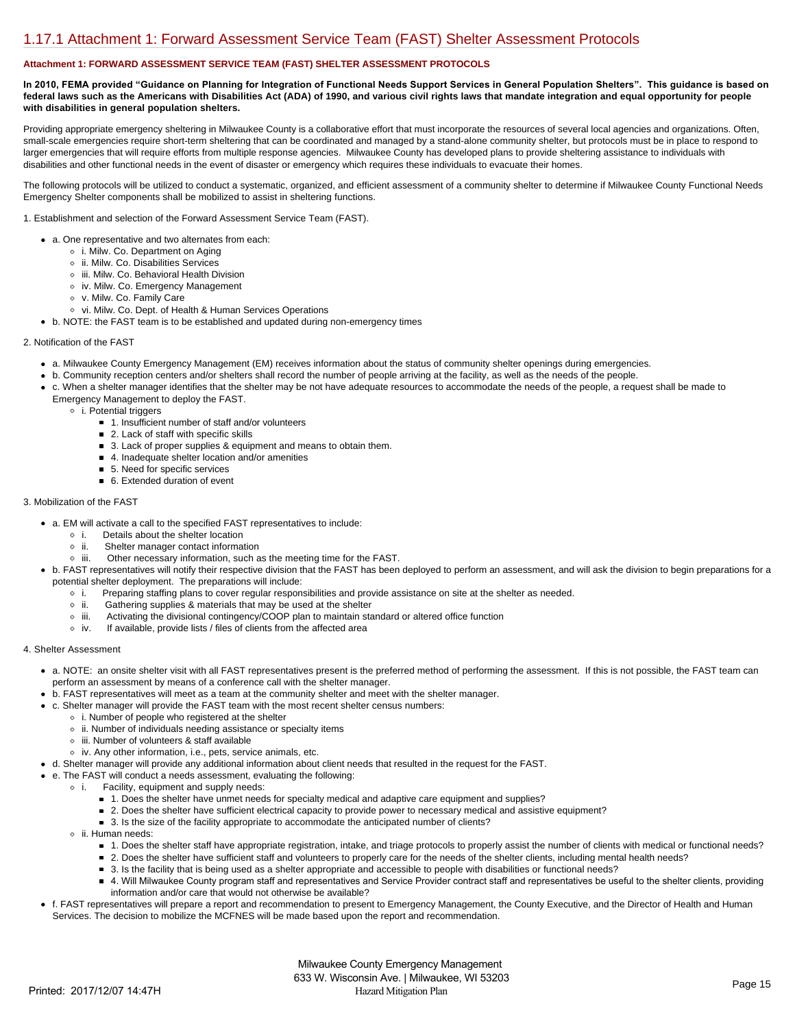## 1.17.1 Attachment 1: Forward Assessment Service Team (FAST) Shelter Assessment Protocols

**Attachment 1: FORWARD ASSESSMENT SERVICE TEAM (FAST) SHELTER ASSESSMENT PROTOCOLS**

**In 2010, FEMA provided "Guidance on Planning for Integration of Functional Needs Support Services in General Population Shelters". This guidance is based on federal laws such as the Americans with Disabilities Act (ADA) of 1990, and various civil rights laws that mandate integration and equal opportunity for people with disabilities in general population shelters.**

Providing appropriate emergency sheltering in Milwaukee County is a collaborative effort that must incorporate the resources of several local agencies and organizations. Often, small-scale emergencies require short-term sheltering that can be coordinated and managed by a stand-alone community shelter, but protocols must be in place to respond to larger emergencies that will require efforts from multiple response agencies. Milwaukee County has developed plans to provide sheltering assistance to individuals with disabilities and other functional needs in the event of disaster or emergency which requires these individuals to evacuate their homes.

The following protocols will be utilized to conduct a systematic, organized, and efficient assessment of a community shelter to determine if Milwaukee County Functional Needs Emergency Shelter components shall be mobilized to assist in sheltering functions.

1. Establishment and selection of the Forward Assessment Service Team (FAST).

- a. One representative and two alternates from each:
  - i. Milw. Co. Department on Aging
  - ii. Milw. Co. Disabilities Services
  - iii. Milw. Co. Behavioral Health Division
  - iv. Milw. Co. Emergency Management
  - v. Milw. Co. Family Care
  - vi. Milw. Co. Dept. of Health & Human Services Operations
- b. NOTE: the FAST team is to be established and updated during non-emergency times

2. Notification of the FAST

- a. Milwaukee County Emergency Management (EM) receives information about the status of community shelter openings during emergencies.
- b. Community reception centers and/or shelters shall record the number of people arriving at the facility, as well as the needs of the people.
- c. When a shelter manager identifies that the shelter may be not have adequate resources to accommodate the needs of the people, a request shall be made to Emergency Management to deploy the FAST.
  - i. Potential triggers
    - 1. Insufficient number of staff and/or volunteers
    - 2. Lack of staff with specific skills
    - 3. Lack of proper supplies & equipment and means to obtain them.
    - 4. Inadequate shelter location and/or amenities
    - 5. Need for specific services
    - 6. Extended duration of event

3. Mobilization of the FAST

- a. EM will activate a call to the specified FAST representatives to include:
  - i. Details about the shelter location
  - ii. Shelter manager contact information
  - iii. Other necessary information, such as the meeting time for the FAST.
- b. FAST representatives will notify their respective division that the FAST has been deployed to perform an assessment, and will ask the division to begin preparations for a potential shelter deployment. The preparations will include:
  - i. Preparing staffing plans to cover regular responsibilities and provide assistance on site at the shelter as needed.
  - ii. Gathering supplies & materials that may be used at the shelter
  - iii. Activating the divisional contingency/COOP plan to maintain standard or altered office function
  - iv. If available, provide lists / files of clients from the affected area

4. Shelter Assessment

- a. NOTE: an onsite shelter visit with all FAST representatives present is the preferred method of performing the assessment. If this is not possible, the FAST team can perform an assessment by means of a conference call with the shelter manager.
- b. FAST representatives will meet as a team at the community shelter and meet with the shelter manager.
- c. Shelter manager will provide the FAST team with the most recent shelter census numbers:
  - i. Number of people who registered at the shelter
  - ii. Number of individuals needing assistance or specialty items
  - iii. Number of volunteers & staff available
  - iv. Any other information, i.e., pets, service animals, etc.
- d. Shelter manager will provide any additional information about client needs that resulted in the request for the FAST.
- e. The FAST will conduct a needs assessment, evaluating the following:
  - i. Facility, equipment and supply needs:
    - 1. Does the shelter have unmet needs for specialty medical and adaptive care equipment and supplies?
    - 2. Does the shelter have sufficient electrical capacity to provide power to necessary medical and assistive equipment?
    - 3. Is the size of the facility appropriate to accommodate the anticipated number of clients?
  - ii. Human needs:
    - 1. Does the shelter staff have appropriate registration, intake, and triage protocols to properly assist the number of clients with medical or functional needs?
    - 2. Does the shelter have sufficient staff and volunteers to properly care for the needs of the shelter clients, including mental health needs?
    - 3. Is the facility that is being used as a shelter appropriate and accessible to people with disabilities or functional needs?
    - 4. Will Milwaukee County program staff and representatives and Service Provider contract staff and representatives be useful to the shelter clients, providing information and/or care that would not otherwise be available?
- f. FAST representatives will prepare a report and recommendation to present to Emergency Management, the County Executive, and the Director of Health and Human Services. The decision to mobilize the MCFNES will be made based upon the report and recommendation.